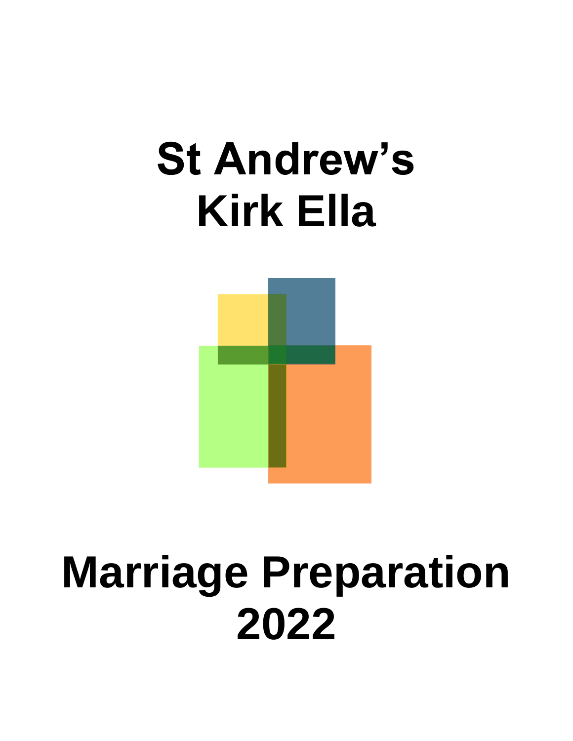# St Andrew's Kirk Ella

# Marriage Preparation 2022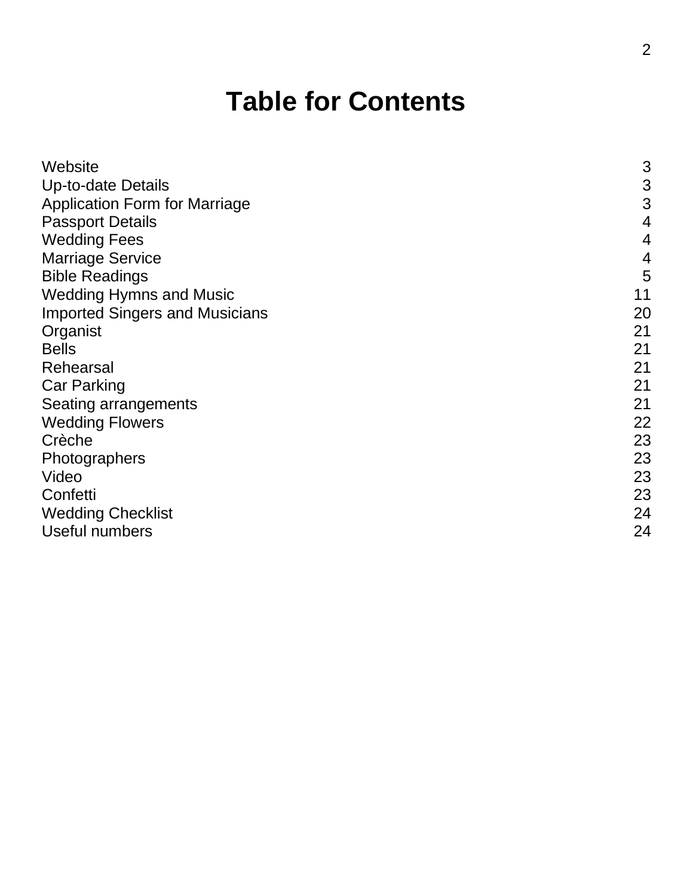# Table for Contents

| | |
|---|---|
| Website | 3 |
| Up-to-date Details | 3 |
| Application Form for Marriage | 3 |
| Passport Details | 4 |
| Wedding Fees | 4 |
| Marriage Service | 4 |
| Bible Readings | 5 |
| Wedding Hymns and Music | 11 |
| Imported Singers and Musicians | 20 |
| Organist | 21 |
| Bells | 21 |
| Rehearsal | 21 |
| Car Parking | 21 |
| Seating arrangements | 21 |
| Wedding Flowers | 22 |
| Crèche | 23 |
| Photographers | 23 |
| Video | 23 |
| Confetti | 23 |
| Wedding Checklist | 24 |
| Useful numbers | 24 |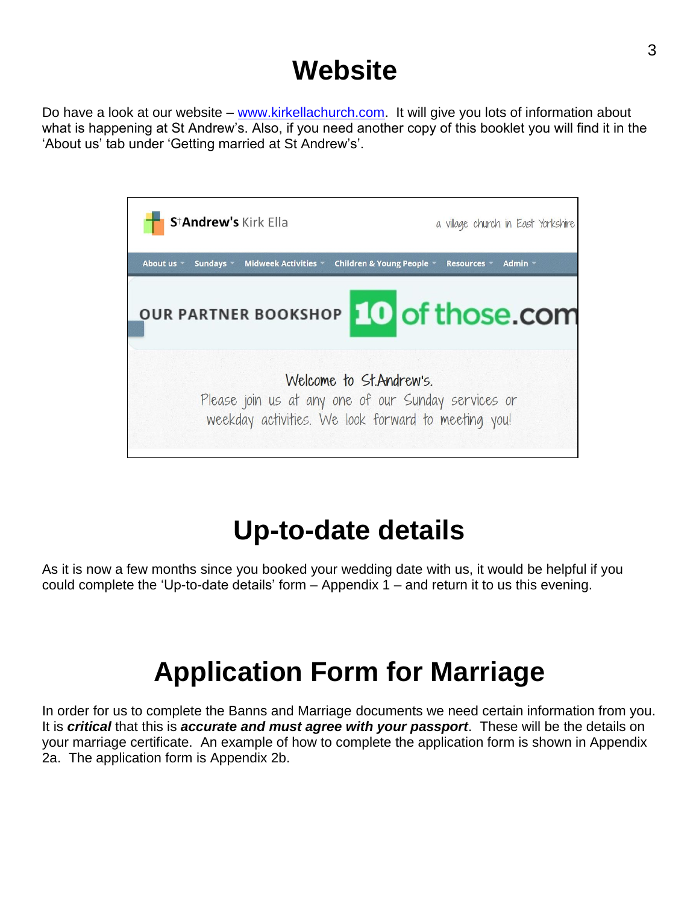# Website

Do have a look at our website – [www.kirkellachurch.com](http://www.kirkellachurch.com). It will give you lots of information about what is happening at St Andrew's. Also, if you need another copy of this booklet you will find it in the 'About us' tab under 'Getting married at St Andrew's'.

# Up-to-date details

As it is now a few months since you booked your wedding date with us, it would be helpful if you could complete the 'Up-to-date details' form – Appendix 1 – and return it to us this evening.

# Application Form for Marriage

In order for us to complete the Banns and Marriage documents we need certain information from you. It is ***critical*** that this is ***accurate and must agree with your passport***. These will be the details on your marriage certificate. An example of how to complete the application form is shown in Appendix 2a. The application form is Appendix 2b.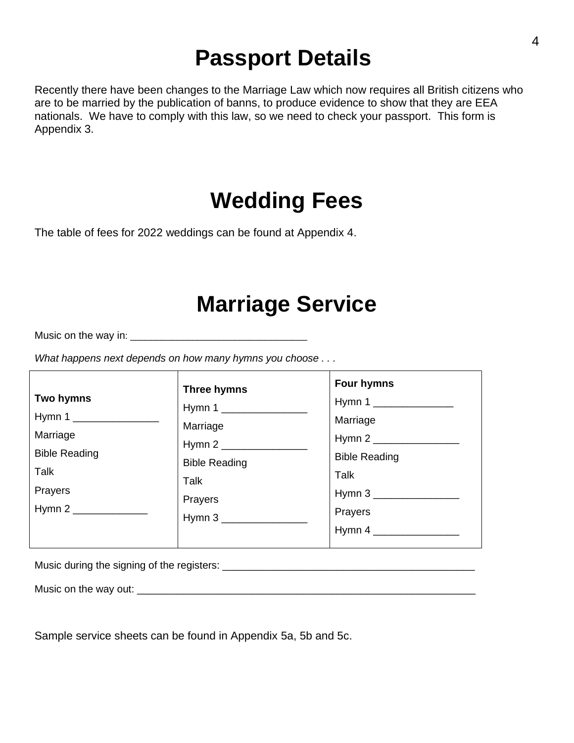# Passport Details

Recently there have been changes to the Marriage Law which now requires all British citizens who are to be married by the publication of banns, to produce evidence to show that they are EEA nationals. We have to comply with this law, so we need to check your passport. This form is Appendix 3.

# Wedding Fees

The table of fees for 2022 weddings can be found at Appendix 4.

# Marriage Service

Music on the way in: _______________________________

*What happens next depends on how many hymns you choose . . .*

| **Two hymns** | **Three hymns** | **Four hymns** |
|---|---|---|
| Hymn 1 _______________ | Hymn 1 _______________ | Hymn 1 ______________ |
| Marriage | Marriage | Marriage |
| Bible Reading | Hymn 2 _______________ | Hymn 2 _______________ |
| Talk | Bible Reading | Bible Reading |
| Prayers | Talk | Talk |
| Hymn 2 _____________ | Prayers | Hymn 3 _______________ |
| | Hymn 3 _______________ | Prayers |
| | | Hymn 4 _______________ |

Music during the signing of the registers: _____________________________________________

Music on the way out: _____________________________________________________________

Sample service sheets can be found in Appendix 5a, 5b and 5c.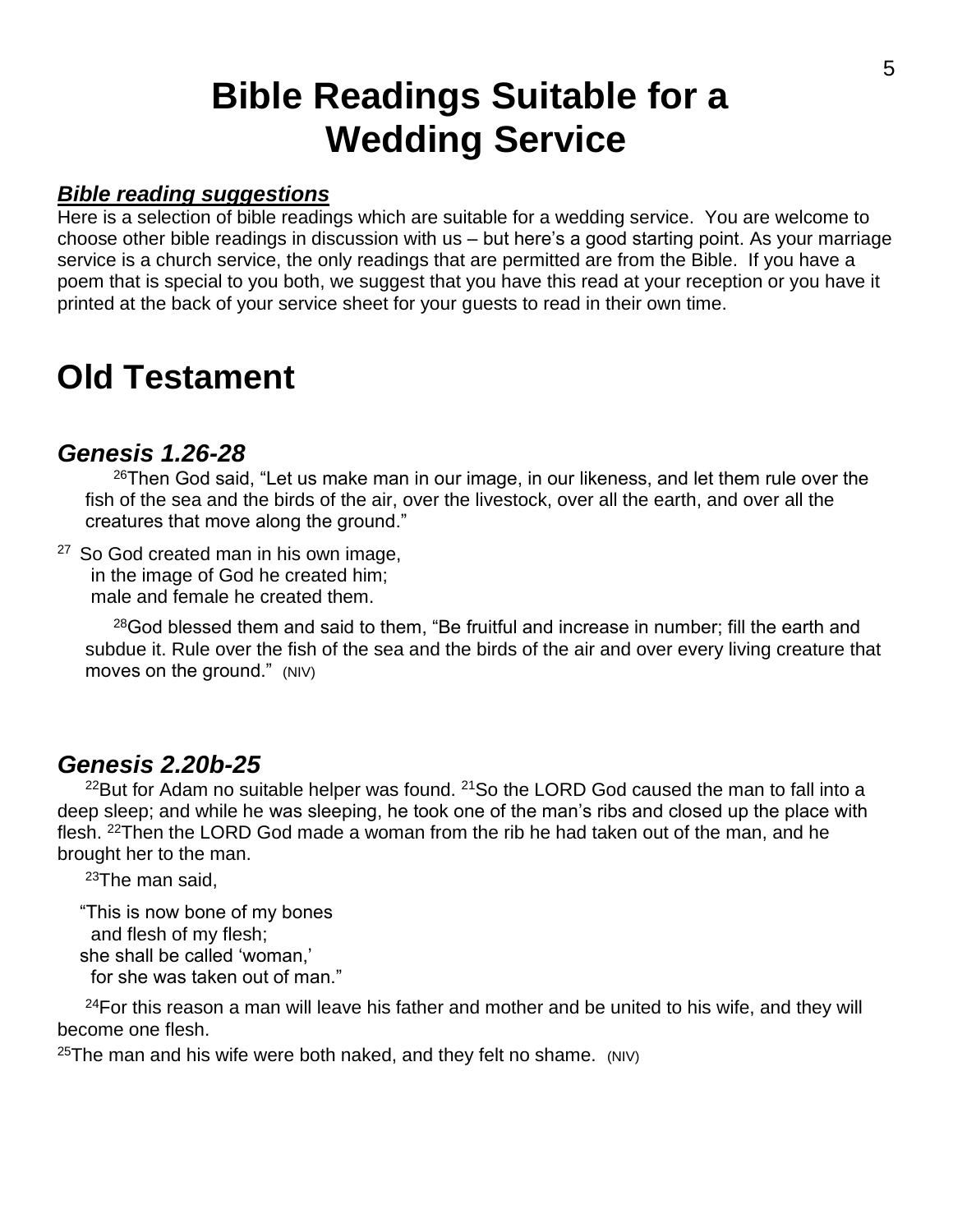# Bible Readings Suitable for a Wedding Service

***Bible reading suggestions***

Here is a selection of bible readings which are suitable for a wedding service. You are welcome to choose other bible readings in discussion with us – but here's a good starting point. As your marriage service is a church service, the only readings that are permitted are from the Bible. If you have a poem that is special to you both, we suggest that you have this read at your reception or you have it printed at the back of your service sheet for your guests to read in their own time.

# Old Testament

## *Genesis 1.26-28*

26 Then God said, "Let us make man in our image, in our likeness, and let them rule over the fish of the sea and the birds of the air, over the livestock, over all the earth, and over all the creatures that move along the ground."

27 So God created man in his own image,  
in the image of God he created him;  
male and female he created them.

28 God blessed them and said to them, "Be fruitful and increase in number; fill the earth and subdue it. Rule over the fish of the sea and the birds of the air and over every living creature that moves on the ground." (NIV)

## *Genesis 2.20b-25*

22 But for Adam no suitable helper was found. 21 So the LORD God caused the man to fall into a deep sleep; and while he was sleeping, he took one of the man's ribs and closed up the place with flesh. 22 Then the LORD God made a woman from the rib he had taken out of the man, and he brought her to the man.

23 The man said,

"This is now bone of my bones  
and flesh of my flesh;  
she shall be called 'woman,'  
for she was taken out of man."

24 For this reason a man will leave his father and mother and be united to his wife, and they will become one flesh.

25 The man and his wife were both naked, and they felt no shame. (NIV)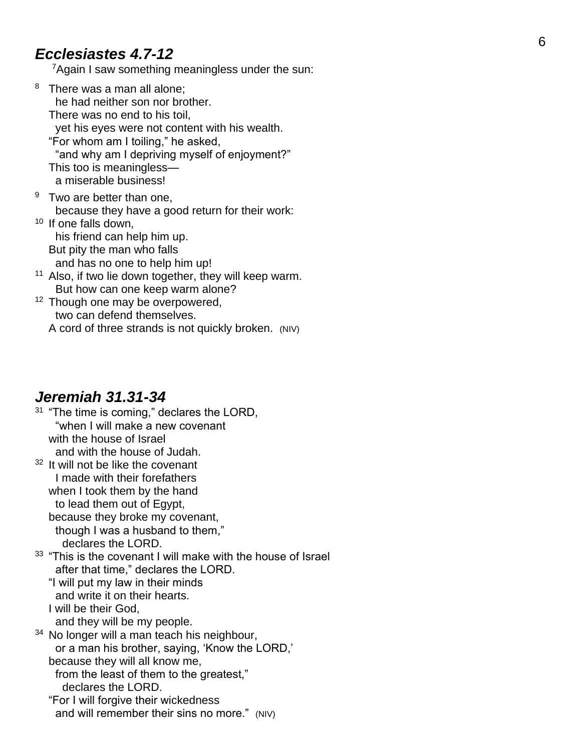## *Ecclesiastes 4.7-12*

[7]Again I saw something meaningless under the sun:

[8] There was a man all alone;
  he had neither son nor brother.
There was no end to his toil,
  yet his eyes were not content with his wealth.
"For whom am I toiling," he asked,
  "and why am I depriving myself of enjoyment?"
This too is meaningless—
  a miserable business!

[9] Two are better than one,
  because they have a good return for their work:
[10] If one falls down,
  his friend can help him up.
But pity the man who falls
  and has no one to help him up!
[11] Also, if two lie down together, they will keep warm.
  But how can one keep warm alone?
[12] Though one may be overpowered,
  two can defend themselves.
A cord of three strands is not quickly broken. (NIV)

## *Jeremiah 31.31-34*

[31] "The time is coming," declares the LORD,
  "when I will make a new covenant
with the house of Israel
  and with the house of Judah.
[32] It will not be like the covenant
  I made with their forefathers
when I took them by the hand
  to lead them out of Egypt,
because they broke my covenant,
  though I was a husband to them,"
    declares the LORD.
[33] "This is the covenant I will make with the house of Israel
  after that time," declares the LORD.
"I will put my law in their minds
  and write it on their hearts.
I will be their God,
  and they will be my people.
[34] No longer will a man teach his neighbour,
  or a man his brother, saying, 'Know the LORD,'
because they will all know me,
  from the least of them to the greatest,"
    declares the LORD.
"For I will forgive their wickedness
  and will remember their sins no more." (NIV)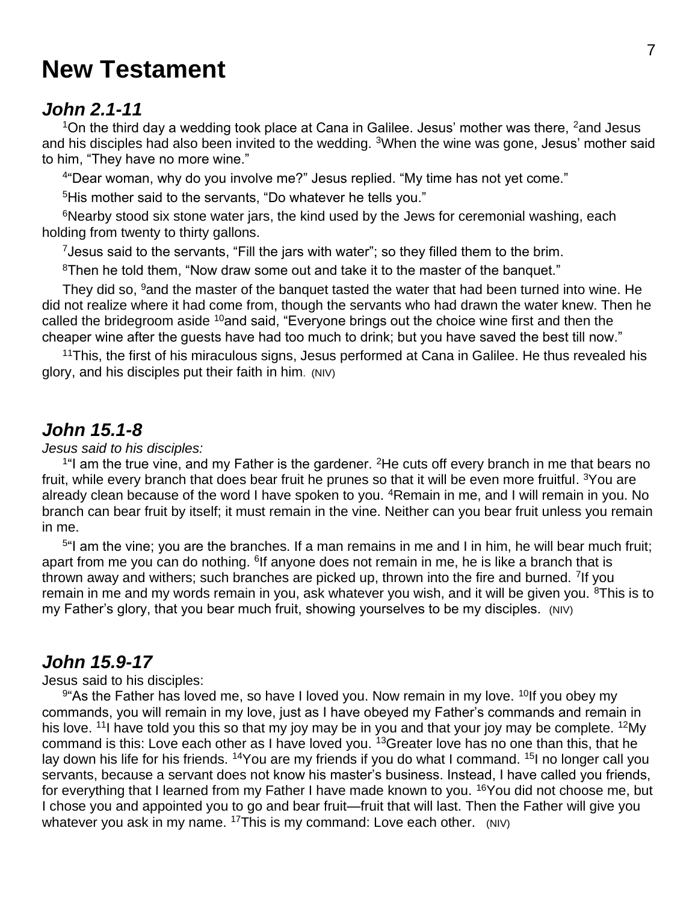# New Testament

## *John 2.1-11*

[1]On the third day a wedding took place at Cana in Galilee. Jesus' mother was there, [2]and Jesus and his disciples had also been invited to the wedding. [3]When the wine was gone, Jesus' mother said to him, "They have no more wine."

[4]"Dear woman, why do you involve me?" Jesus replied. "My time has not yet come."

[5]His mother said to the servants, "Do whatever he tells you."

[6]Nearby stood six stone water jars, the kind used by the Jews for ceremonial washing, each holding from twenty to thirty gallons.

[7]Jesus said to the servants, "Fill the jars with water"; so they filled them to the brim.

[8]Then he told them, "Now draw some out and take it to the master of the banquet."

They did so, [9]and the master of the banquet tasted the water that had been turned into wine. He did not realize where it had come from, though the servants who had drawn the water knew. Then he called the bridegroom aside [10]and said, "Everyone brings out the choice wine first and then the cheaper wine after the guests have had too much to drink; but you have saved the best till now."

[11]This, the first of his miraculous signs, Jesus performed at Cana in Galilee. He thus revealed his glory, and his disciples put their faith in him. (NIV)

## *John 15.1-8*

*Jesus said to his disciples:*

[1]"I am the true vine, and my Father is the gardener. [2]He cuts off every branch in me that bears no fruit, while every branch that does bear fruit he prunes so that it will be even more fruitful. [3]You are already clean because of the word I have spoken to you. [4]Remain in me, and I will remain in you. No branch can bear fruit by itself; it must remain in the vine. Neither can you bear fruit unless you remain in me.

[5]"I am the vine; you are the branches. If a man remains in me and I in him, he will bear much fruit; apart from me you can do nothing. [6]If anyone does not remain in me, he is like a branch that is thrown away and withers; such branches are picked up, thrown into the fire and burned. [7]If you remain in me and my words remain in you, ask whatever you wish, and it will be given you. [8]This is to my Father's glory, that you bear much fruit, showing yourselves to be my disciples. (NIV)

## *John 15.9-17*

Jesus said to his disciples:

[9]"As the Father has loved me, so have I loved you. Now remain in my love. [10]If you obey my commands, you will remain in my love, just as I have obeyed my Father's commands and remain in his love. [11]I have told you this so that my joy may be in you and that your joy may be complete. [12]My command is this: Love each other as I have loved you. [13]Greater love has no one than this, that he lay down his life for his friends. [14]You are my friends if you do what I command. [15]I no longer call you servants, because a servant does not know his master's business. Instead, I have called you friends, for everything that I learned from my Father I have made known to you. [16]You did not choose me, but I chose you and appointed you to go and bear fruit—fruit that will last. Then the Father will give you whatever you ask in my name. [17]This is my command: Love each other. (NIV)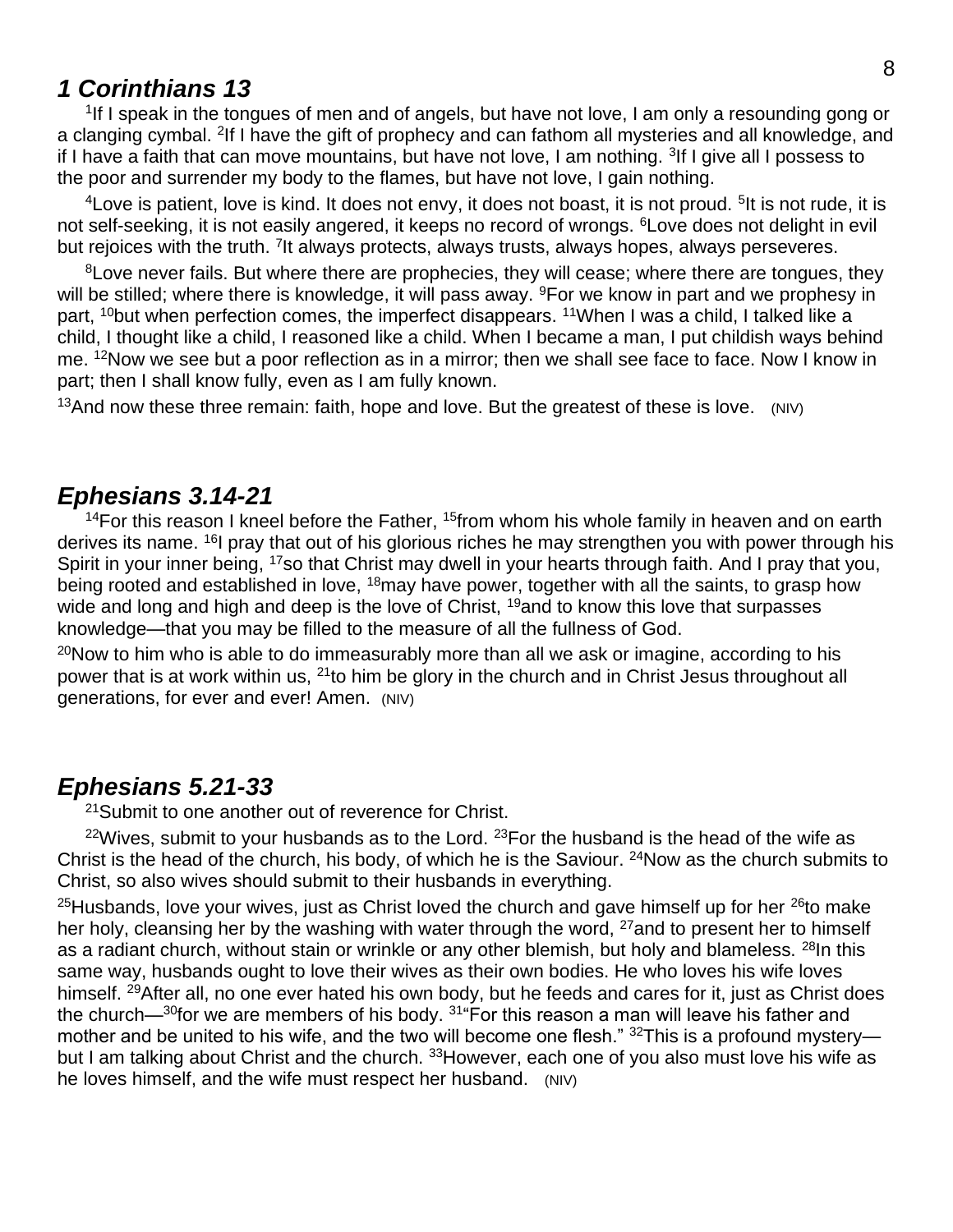## *1 Corinthians 13*

[1]If I speak in the tongues of men and of angels, but have not love, I am only a resounding gong or a clanging cymbal. [2]If I have the gift of prophecy and can fathom all mysteries and all knowledge, and if I have a faith that can move mountains, but have not love, I am nothing. [3]If I give all I possess to the poor and surrender my body to the flames, but have not love, I gain nothing.

[4]Love is patient, love is kind. It does not envy, it does not boast, it is not proud. [5]It is not rude, it is not self-seeking, it is not easily angered, it keeps no record of wrongs. [6]Love does not delight in evil but rejoices with the truth. [7]It always protects, always trusts, always hopes, always perseveres.

[8]Love never fails. But where there are prophecies, they will cease; where there are tongues, they will be stilled; where there is knowledge, it will pass away. [9]For we know in part and we prophesy in part, [10]but when perfection comes, the imperfect disappears. [11]When I was a child, I talked like a child, I thought like a child, I reasoned like a child. When I became a man, I put childish ways behind me. [12]Now we see but a poor reflection as in a mirror; then we shall see face to face. Now I know in part; then I shall know fully, even as I am fully known.

[13]And now these three remain: faith, hope and love. But the greatest of these is love. (NIV)

## *Ephesians 3.14-21*

[14]For this reason I kneel before the Father, [15]from whom his whole family in heaven and on earth derives its name. [16]I pray that out of his glorious riches he may strengthen you with power through his Spirit in your inner being, [17]so that Christ may dwell in your hearts through faith. And I pray that you, being rooted and established in love, [18]may have power, together with all the saints, to grasp how wide and long and high and deep is the love of Christ, [19]and to know this love that surpasses knowledge—that you may be filled to the measure of all the fullness of God.

[20]Now to him who is able to do immeasurably more than all we ask or imagine, according to his power that is at work within us, [21]to him be glory in the church and in Christ Jesus throughout all generations, for ever and ever! Amen. (NIV)

## *Ephesians 5.21-33*

[21]Submit to one another out of reverence for Christ.

[22]Wives, submit to your husbands as to the Lord. [23]For the husband is the head of the wife as Christ is the head of the church, his body, of which he is the Saviour. [24]Now as the church submits to Christ, so also wives should submit to their husbands in everything.

[25]Husbands, love your wives, just as Christ loved the church and gave himself up for her [26]to make her holy, cleansing her by the washing with water through the word, [27]and to present her to himself as a radiant church, without stain or wrinkle or any other blemish, but holy and blameless. [28]In this same way, husbands ought to love their wives as their own bodies. He who loves his wife loves himself. [29]After all, no one ever hated his own body, but he feeds and cares for it, just as Christ does the church—[30]for we are members of his body. [31]"For this reason a man will leave his father and mother and be united to his wife, and the two will become one flesh." [32]This is a profound mystery—but I am talking about Christ and the church. [33]However, each one of you also must love his wife as he loves himself, and the wife must respect her husband. (NIV)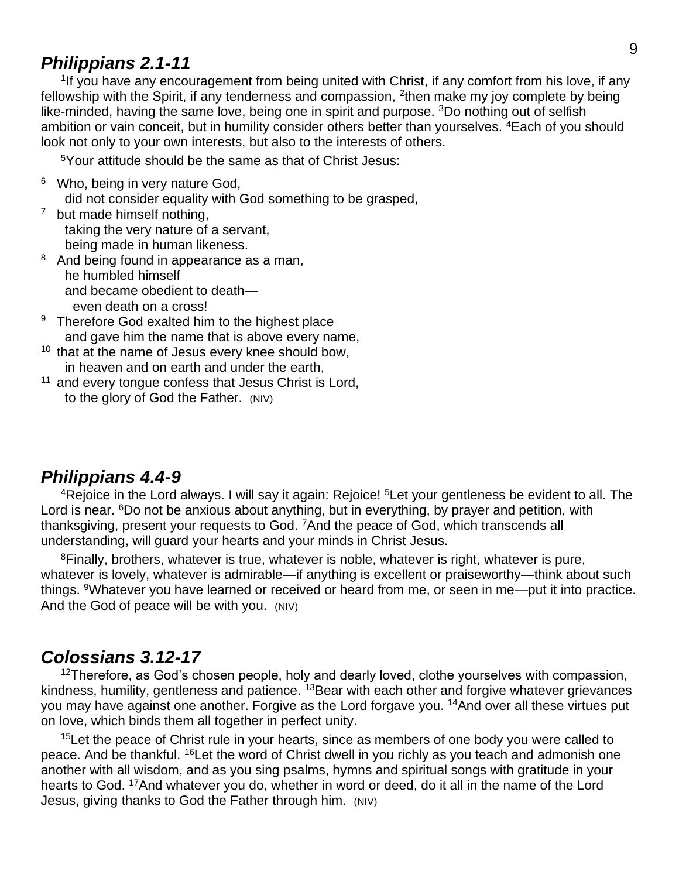## *Philippians 2.1-11*

[1]If you have any encouragement from being united with Christ, if any comfort from his love, if any fellowship with the Spirit, if any tenderness and compassion, [2]then make my joy complete by being like-minded, having the same love, being one in spirit and purpose. [3]Do nothing out of selfish ambition or vain conceit, but in humility consider others better than yourselves. [4]Each of you should look not only to your own interests, but also to the interests of others.

[5]Your attitude should be the same as that of Christ Jesus:

[6] Who, being in very nature God,
 did not consider equality with God something to be grasped,
[7] but made himself nothing,
 taking the very nature of a servant,
 being made in human likeness.
[8] And being found in appearance as a man,
 he humbled himself
 and became obedient to death—
  even death on a cross!
[9] Therefore God exalted him to the highest place
 and gave him the name that is above every name,
[10] that at the name of Jesus every knee should bow,
 in heaven and on earth and under the earth,
[11] and every tongue confess that Jesus Christ is Lord,
 to the glory of God the Father. (NIV)

## *Philippians 4.4-9*

[4]Rejoice in the Lord always. I will say it again: Rejoice! [5]Let your gentleness be evident to all. The Lord is near. [6]Do not be anxious about anything, but in everything, by prayer and petition, with thanksgiving, present your requests to God. [7]And the peace of God, which transcends all understanding, will guard your hearts and your minds in Christ Jesus.

[8]Finally, brothers, whatever is true, whatever is noble, whatever is right, whatever is pure, whatever is lovely, whatever is admirable—if anything is excellent or praiseworthy—think about such things. [9]Whatever you have learned or received or heard from me, or seen in me—put it into practice. And the God of peace will be with you. (NIV)

## *Colossians 3.12-17*

[12]Therefore, as God's chosen people, holy and dearly loved, clothe yourselves with compassion, kindness, humility, gentleness and patience. [13]Bear with each other and forgive whatever grievances you may have against one another. Forgive as the Lord forgave you. [14]And over all these virtues put on love, which binds them all together in perfect unity.

[15]Let the peace of Christ rule in your hearts, since as members of one body you were called to peace. And be thankful. [16]Let the word of Christ dwell in you richly as you teach and admonish one another with all wisdom, and as you sing psalms, hymns and spiritual songs with gratitude in your hearts to God. [17]And whatever you do, whether in word or deed, do it all in the name of the Lord Jesus, giving thanks to God the Father through him. (NIV)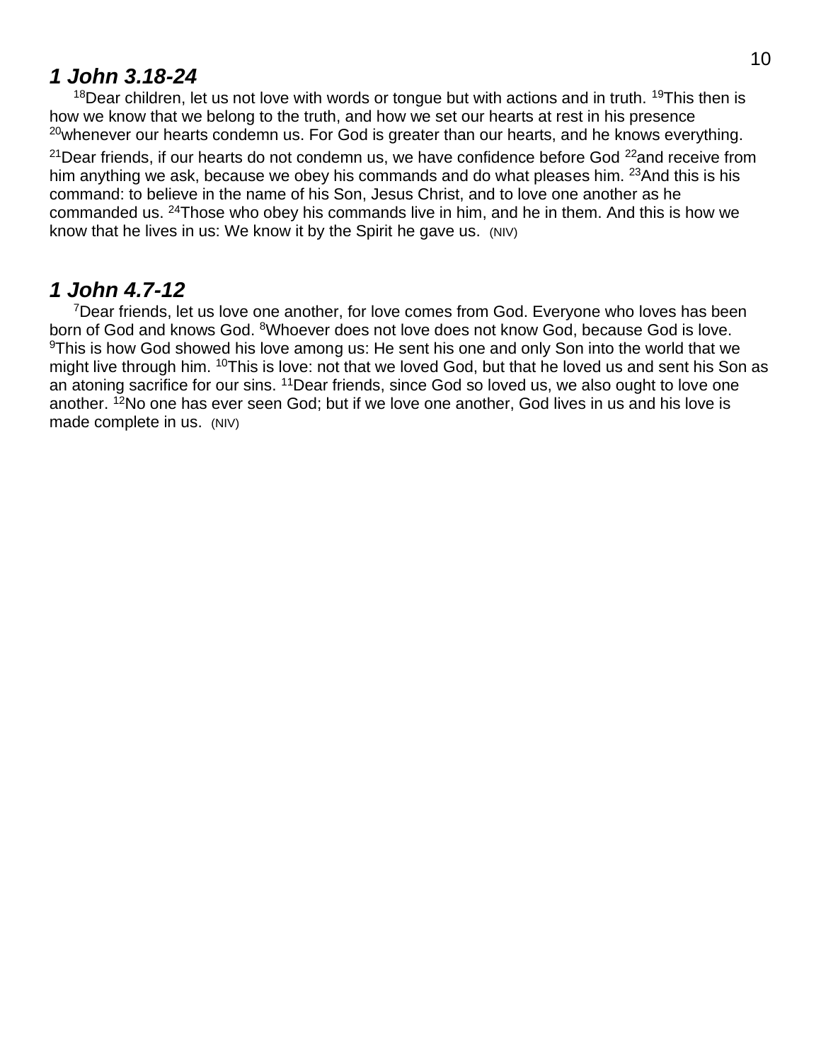### *1 John 3.18-24*

[18]Dear children, let us not love with words or tongue but with actions and in truth. [19]This then is how we know that we belong to the truth, and how we set our hearts at rest in his presence [20]whenever our hearts condemn us. For God is greater than our hearts, and he knows everything. [21]Dear friends, if our hearts do not condemn us, we have confidence before God [22]and receive from him anything we ask, because we obey his commands and do what pleases him. [23]And this is his command: to believe in the name of his Son, Jesus Christ, and to love one another as he commanded us. [24]Those who obey his commands live in him, and he in them. And this is how we know that he lives in us: We know it by the Spirit he gave us. (NIV)

### *1 John 4.7-12*

[7]Dear friends, let us love one another, for love comes from God. Everyone who loves has been born of God and knows God. [8]Whoever does not love does not know God, because God is love. [9]This is how God showed his love among us: He sent his one and only Son into the world that we might live through him. [10]This is love: not that we loved God, but that he loved us and sent his Son as an atoning sacrifice for our sins. [11]Dear friends, since God so loved us, we also ought to love one another. [12]No one has ever seen God; but if we love one another, God lives in us and his love is made complete in us. (NIV)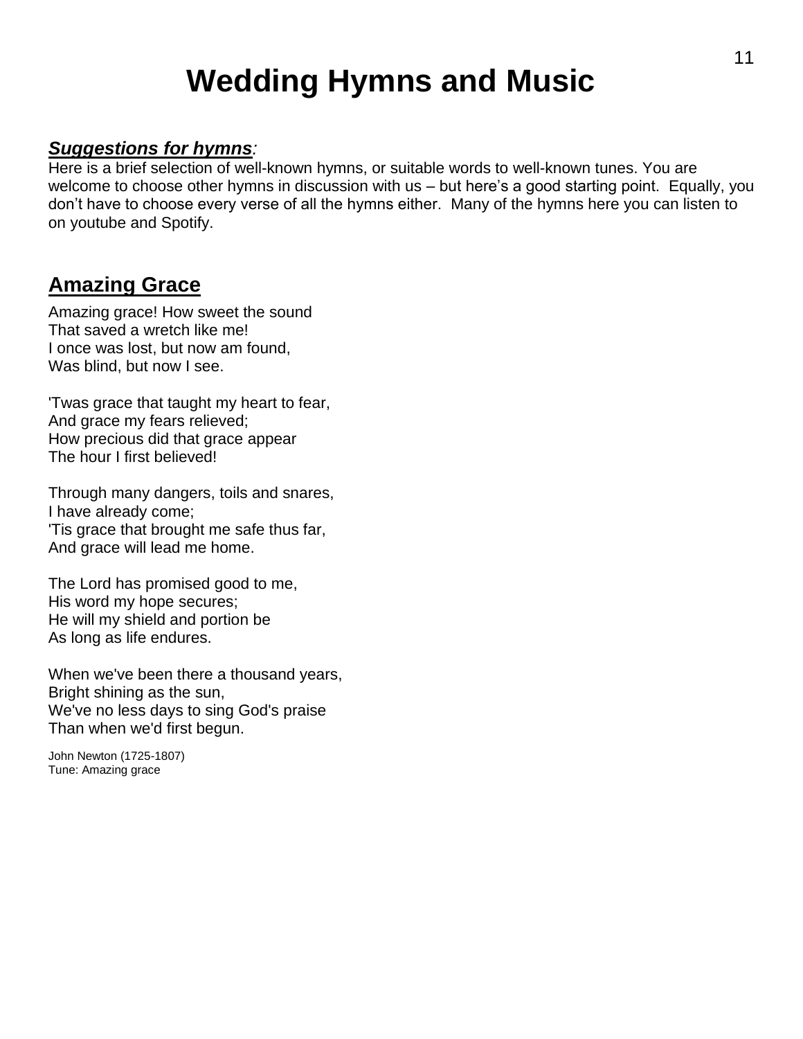# Wedding Hymns and Music

***Suggestions for hymns***:

Here is a brief selection of well-known hymns, or suitable words to well-known tunes. You are welcome to choose other hymns in discussion with us – but here's a good starting point. Equally, you don't have to choose every verse of all the hymns either. Many of the hymns here you can listen to on youtube and Spotify.

## Amazing Grace

Amazing grace! How sweet the sound
That saved a wretch like me!
I once was lost, but now am found,
Was blind, but now I see.

'Twas grace that taught my heart to fear,
And grace my fears relieved;
How precious did that grace appear
The hour I first believed!

Through many dangers, toils and snares,
I have already come;
'Tis grace that brought me safe thus far,
And grace will lead me home.

The Lord has promised good to me,
His word my hope secures;
He will my shield and portion be
As long as life endures.

When we've been there a thousand years,
Bright shining as the sun,
We've no less days to sing God's praise
Than when we'd first begun.

John Newton (1725-1807)
Tune: Amazing grace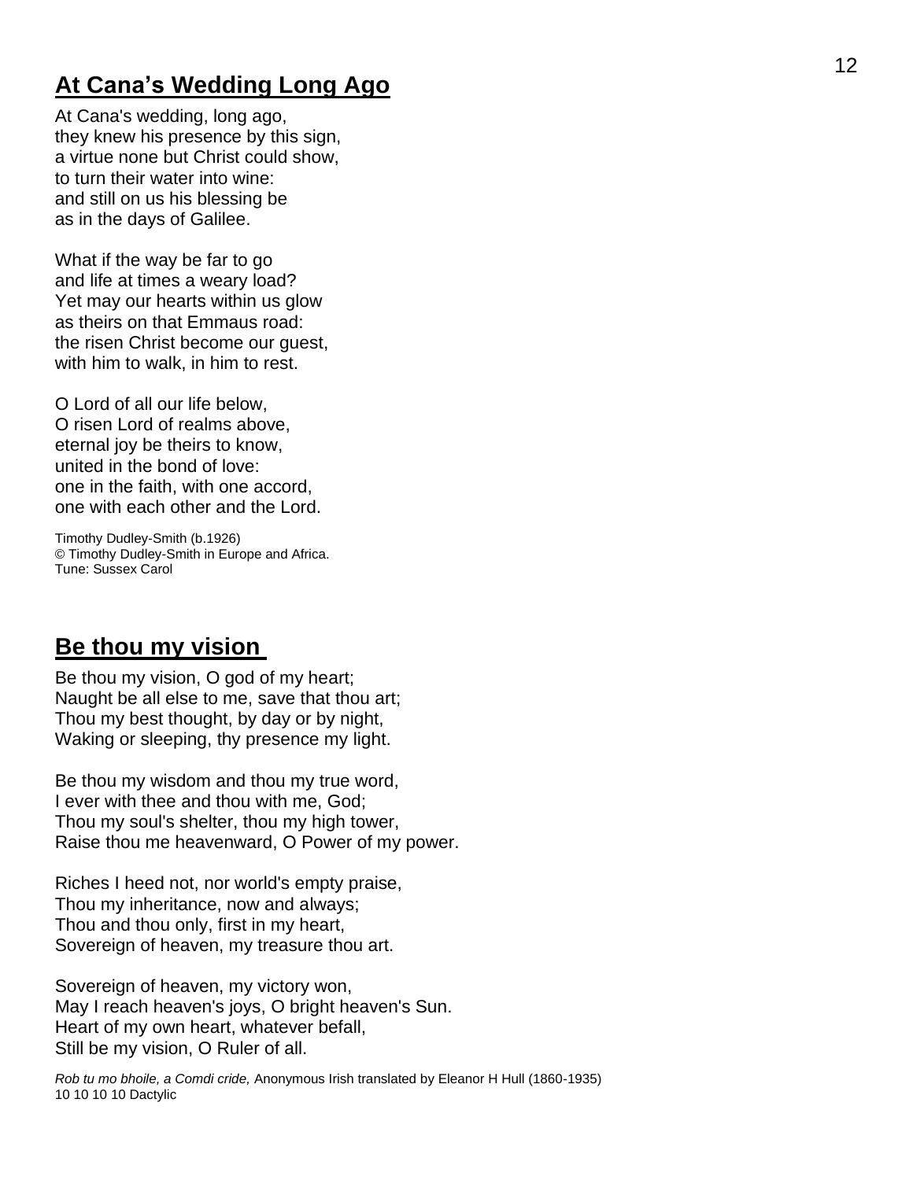## At Cana's Wedding Long Ago

At Cana's wedding, long ago,
they knew his presence by this sign,
a virtue none but Christ could show,
to turn their water into wine:
and still on us his blessing be
as in the days of Galilee.

What if the way be far to go
and life at times a weary load?
Yet may our hearts within us glow
as theirs on that Emmaus road:
the risen Christ become our guest,
with him to walk, in him to rest.

O Lord of all our life below,
O risen Lord of realms above,
eternal joy be theirs to know,
united in the bond of love:
one in the faith, with one accord,
one with each other and the Lord.

Timothy Dudley-Smith (b.1926)
© Timothy Dudley-Smith in Europe and Africa.
Tune: Sussex Carol

## Be thou my vision

Be thou my vision, O god of my heart;
Naught be all else to me, save that thou art;
Thou my best thought, by day or by night,
Waking or sleeping, thy presence my light.

Be thou my wisdom and thou my true word,
I ever with thee and thou with me, God;
Thou my soul's shelter, thou my high tower,
Raise thou me heavenward, O Power of my power.

Riches I heed not, nor world's empty praise,
Thou my inheritance, now and always;
Thou and thou only, first in my heart,
Sovereign of heaven, my treasure thou art.

Sovereign of heaven, my victory won,
May I reach heaven's joys, O bright heaven's Sun.
Heart of my own heart, whatever befall,
Still be my vision, O Ruler of all.

*Rob tu mo bhoile, a Comdi cride,* Anonymous Irish translated by Eleanor H Hull (1860-1935)
10 10 10 10 Dactylic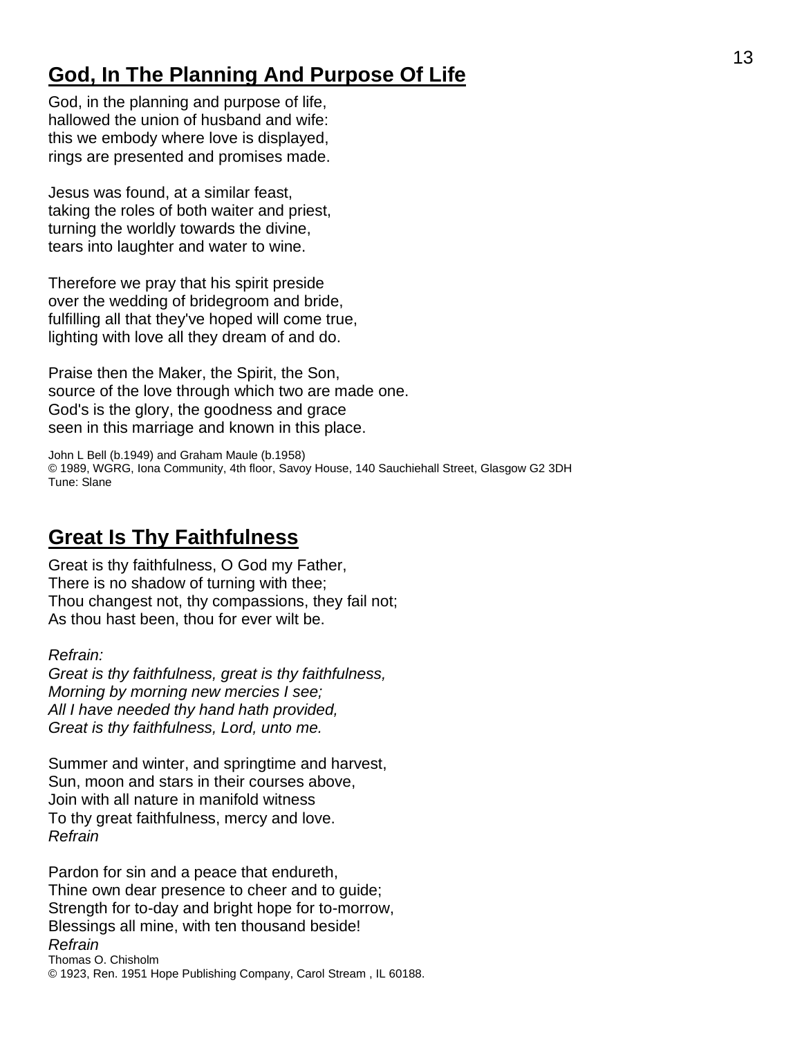## God, In The Planning And Purpose Of Life

God, in the planning and purpose of life,
hallowed the union of husband and wife:
this we embody where love is displayed,
rings are presented and promises made.

Jesus was found, at a similar feast,
taking the roles of both waiter and priest,
turning the worldly towards the divine,
tears into laughter and water to wine.

Therefore we pray that his spirit preside
over the wedding of bridegroom and bride,
fulfilling all that they've hoped will come true,
lighting with love all they dream of and do.

Praise then the Maker, the Spirit, the Son,
source of the love through which two are made one.
God's is the glory, the goodness and grace
seen in this marriage and known in this place.

John L Bell (b.1949) and Graham Maule (b.1958)
© 1989, WGRG, Iona Community, 4th floor, Savoy House, 140 Sauchiehall Street, Glasgow G2 3DH
Tune: Slane

## Great Is Thy Faithfulness

Great is thy faithfulness, O God my Father,
There is no shadow of turning with thee;
Thou changest not, thy compassions, they fail not;
As thou hast been, thou for ever wilt be.

*Refrain:*
*Great is thy faithfulness, great is thy faithfulness,*
*Morning by morning new mercies I see;*
*All I have needed thy hand hath provided,*
*Great is thy faithfulness, Lord, unto me.*

Summer and winter, and springtime and harvest,
Sun, moon and stars in their courses above,
Join with all nature in manifold witness
To thy great faithfulness, mercy and love.
*Refrain*

Pardon for sin and a peace that endureth,
Thine own dear presence to cheer and to guide;
Strength for to-day and bright hope for to-morrow,
Blessings all mine, with ten thousand beside!
*Refrain*

Thomas O. Chisholm
© 1923, Ren. 1951 Hope Publishing Company, Carol Stream , IL 60188.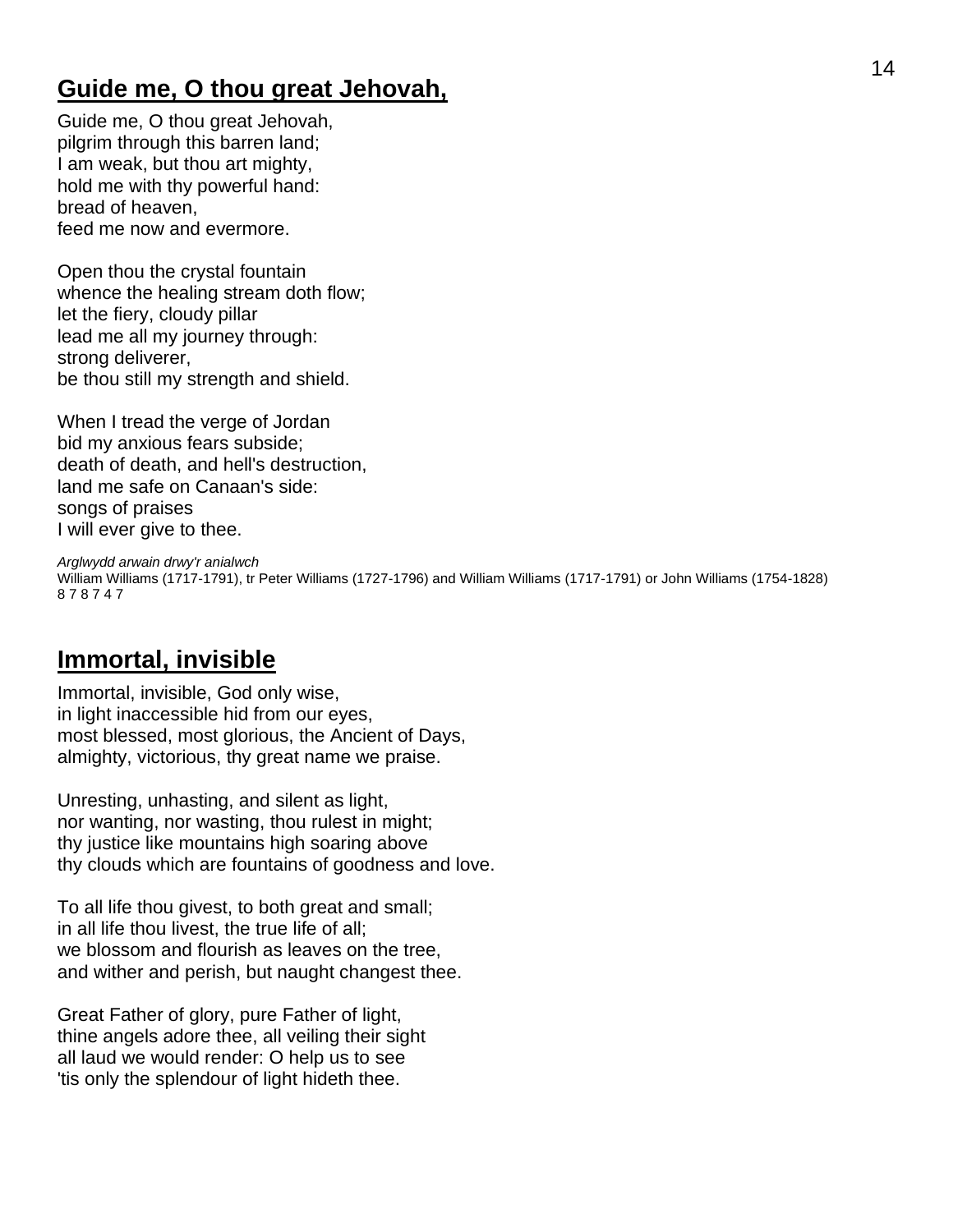## Guide me, O thou great Jehovah,

Guide me, O thou great Jehovah,
pilgrim through this barren land;
I am weak, but thou art mighty,
hold me with thy powerful hand:
bread of heaven,
feed me now and evermore.

Open thou the crystal fountain
whence the healing stream doth flow;
let the fiery, cloudy pillar
lead me all my journey through:
strong deliverer,
be thou still my strength and shield.

When I tread the verge of Jordan
bid my anxious fears subside;
death of death, and hell's destruction,
land me safe on Canaan's side:
songs of praises
I will ever give to thee.

*Arglwydd arwain drwy'r anialwch*
William Williams (1717-1791), tr Peter Williams (1727-1796) and William Williams (1717-1791) or John Williams (1754-1828)
8 7 8 7 4 7

## Immortal, invisible

Immortal, invisible, God only wise,
in light inaccessible hid from our eyes,
most blessed, most glorious, the Ancient of Days,
almighty, victorious, thy great name we praise.

Unresting, unhasting, and silent as light,
nor wanting, nor wasting, thou rulest in might;
thy justice like mountains high soaring above
thy clouds which are fountains of goodness and love.

To all life thou givest, to both great and small;
in all life thou livest, the true life of all;
we blossom and flourish as leaves on the tree,
and wither and perish, but naught changest thee.

Great Father of glory, pure Father of light,
thine angels adore thee, all veiling their sight
all laud we would render: O help us to see
'tis only the splendour of light hideth thee.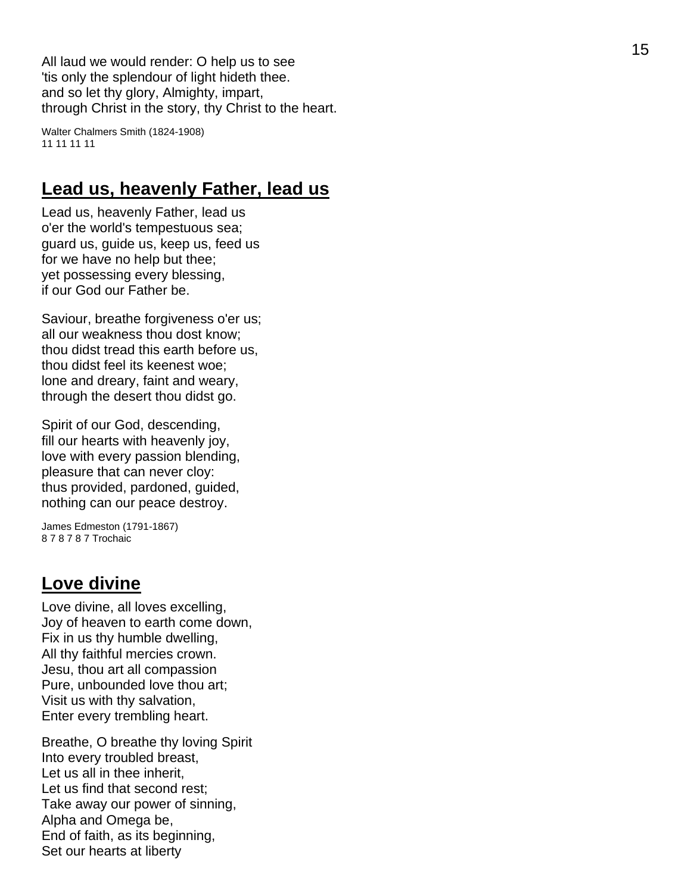All laud we would render: O help us to see
'tis only the splendour of light hideth thee.
and so let thy glory, Almighty, impart,
through Christ in the story, thy Christ to the heart.

Walter Chalmers Smith (1824-1908)
11 11 11 11

## Lead us, heavenly Father, lead us

Lead us, heavenly Father, lead us
o'er the world's tempestuous sea;
guard us, guide us, keep us, feed us
for we have no help but thee;
yet possessing every blessing,
if our God our Father be.

Saviour, breathe forgiveness o'er us;
all our weakness thou dost know;
thou didst tread this earth before us,
thou didst feel its keenest woe;
lone and dreary, faint and weary,
through the desert thou didst go.

Spirit of our God, descending,
fill our hearts with heavenly joy,
love with every passion blending,
pleasure that can never cloy:
thus provided, pardoned, guided,
nothing can our peace destroy.

James Edmeston (1791-1867)
8 7 8 7 8 7 Trochaic

## Love divine

Love divine, all loves excelling,
Joy of heaven to earth come down,
Fix in us thy humble dwelling,
All thy faithful mercies crown.
Jesu, thou art all compassion
Pure, unbounded love thou art;
Visit us with thy salvation,
Enter every trembling heart.

Breathe, O breathe thy loving Spirit
Into every troubled breast,
Let us all in thee inherit,
Let us find that second rest;
Take away our power of sinning,
Alpha and Omega be,
End of faith, as its beginning,
Set our hearts at liberty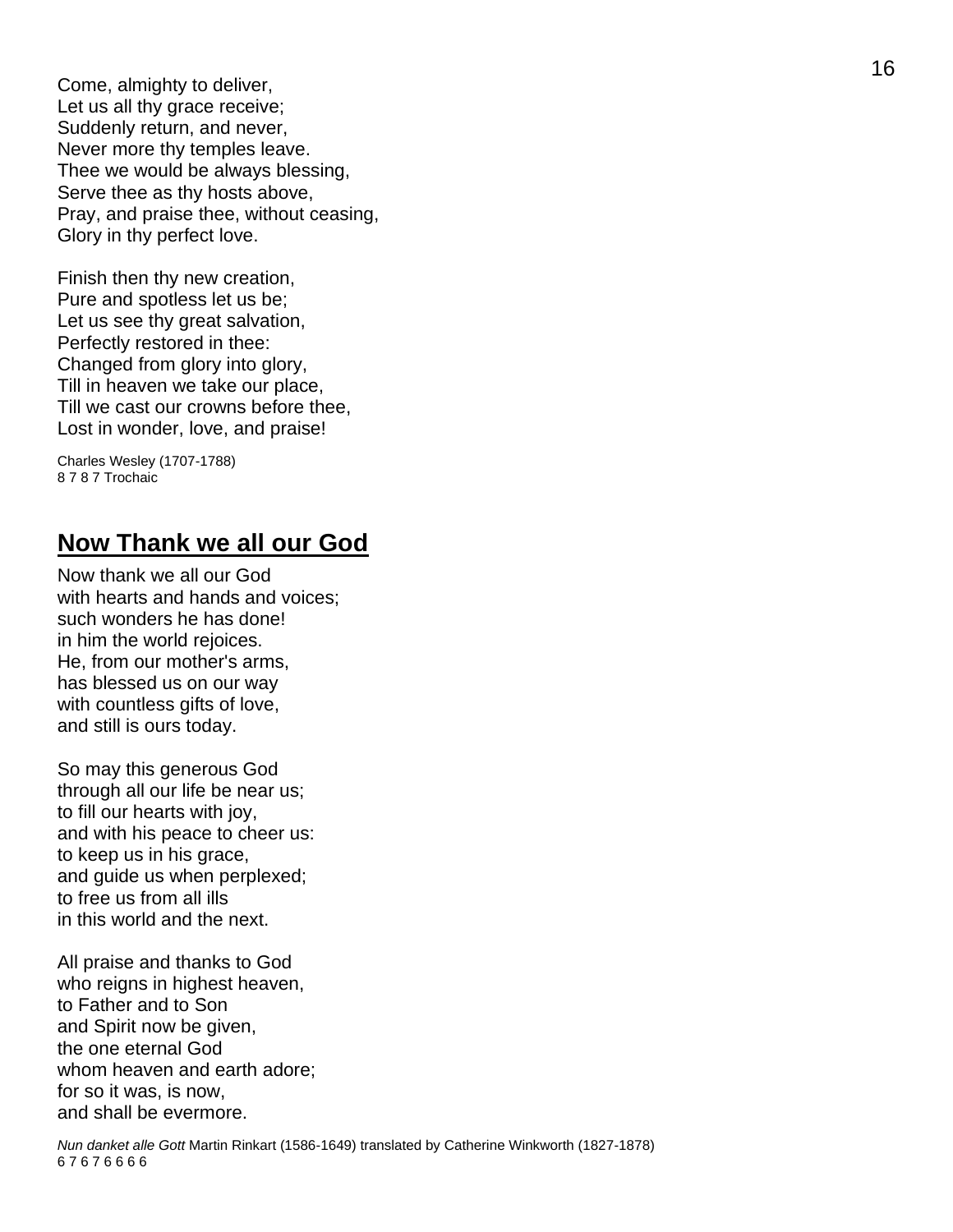Come, almighty to deliver,
Let us all thy grace receive;
Suddenly return, and never,
Never more thy temples leave.
Thee we would be always blessing,
Serve thee as thy hosts above,
Pray, and praise thee, without ceasing,
Glory in thy perfect love.

Finish then thy new creation,
Pure and spotless let us be;
Let us see thy great salvation,
Perfectly restored in thee:
Changed from glory into glory,
Till in heaven we take our place,
Till we cast our crowns before thee,
Lost in wonder, love, and praise!

Charles Wesley (1707-1788)
8 7 8 7 Trochaic

## Now Thank we all our God

Now thank we all our God
with hearts and hands and voices;
such wonders he has done!
in him the world rejoices.
He, from our mother's arms,
has blessed us on our way
with countless gifts of love,
and still is ours today.

So may this generous God
through all our life be near us;
to fill our hearts with joy,
and with his peace to cheer us:
to keep us in his grace,
and guide us when perplexed;
to free us from all ills
in this world and the next.

All praise and thanks to God
who reigns in highest heaven,
to Father and to Son
and Spirit now be given,
the one eternal God
whom heaven and earth adore;
for so it was, is now,
and shall be evermore.

*Nun danket alle Gott* Martin Rinkart (1586-1649) translated by Catherine Winkworth (1827-1878)
6 7 6 7 6 6 6 6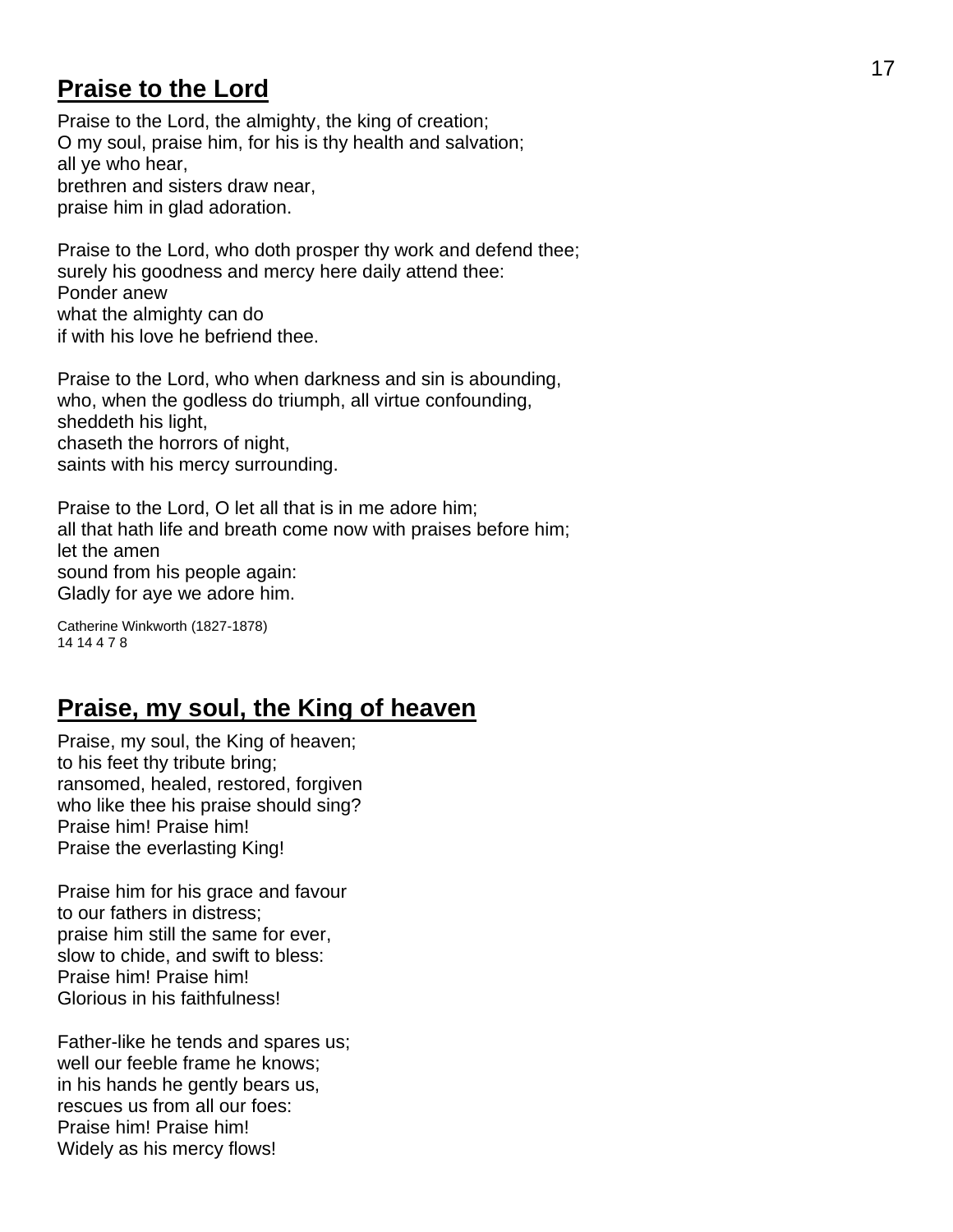## **Praise to the Lord**

Praise to the Lord, the almighty, the king of creation;
O my soul, praise him, for his is thy health and salvation;
all ye who hear,
brethren and sisters draw near,
praise him in glad adoration.

Praise to the Lord, who doth prosper thy work and defend thee;
surely his goodness and mercy here daily attend thee:
Ponder anew
what the almighty can do
if with his love he befriend thee.

Praise to the Lord, who when darkness and sin is abounding,
who, when the godless do triumph, all virtue confounding,
sheddeth his light,
chaseth the horrors of night,
saints with his mercy surrounding.

Praise to the Lord, O let all that is in me adore him;
all that hath life and breath come now with praises before him;
let the amen
sound from his people again:
Gladly for aye we adore him.

Catherine Winkworth (1827-1878)
14 14 4 7 8

## **Praise, my soul, the King of heaven**

Praise, my soul, the King of heaven;
to his feet thy tribute bring;
ransomed, healed, restored, forgiven
who like thee his praise should sing?
Praise him! Praise him!
Praise the everlasting King!

Praise him for his grace and favour
to our fathers in distress;
praise him still the same for ever,
slow to chide, and swift to bless:
Praise him! Praise him!
Glorious in his faithfulness!

Father-like he tends and spares us;
well our feeble frame he knows;
in his hands he gently bears us,
rescues us from all our foes:
Praise him! Praise him!
Widely as his mercy flows!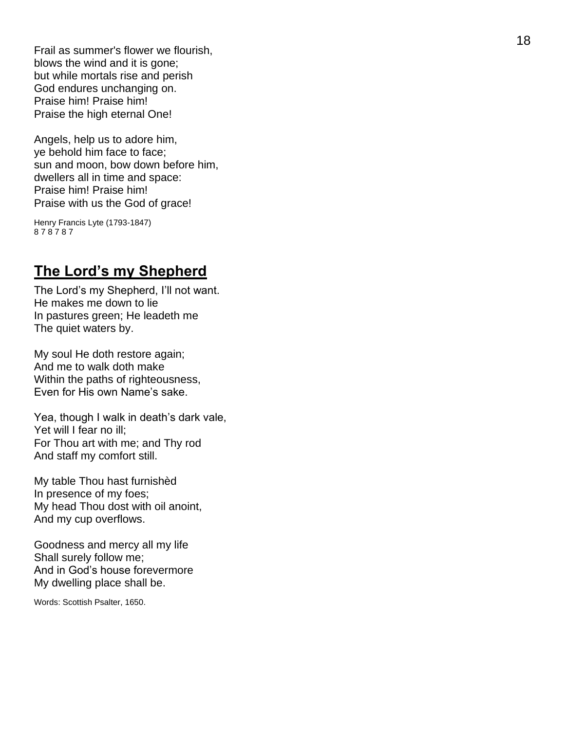Frail as summer's flower we flourish,
blows the wind and it is gone;
but while mortals rise and perish
God endures unchanging on.
Praise him! Praise him!
Praise the high eternal One!

Angels, help us to adore him,
ye behold him face to face;
sun and moon, bow down before him,
dwellers all in time and space:
Praise him! Praise him!
Praise with us the God of grace!

Henry Francis Lyte (1793-1847)
8 7 8 7 8 7

## The Lord's my Shepherd

The Lord's my Shepherd, I'll not want.
He makes me down to lie
In pastures green; He leadeth me
The quiet waters by.

My soul He doth restore again;
And me to walk doth make
Within the paths of righteousness,
Even for His own Name's sake.

Yea, though I walk in death's dark vale,
Yet will I fear no ill;
For Thou art with me; and Thy rod
And staff my comfort still.

My table Thou hast furnishèd
In presence of my foes;
My head Thou dost with oil anoint,
And my cup overflows.

Goodness and mercy all my life
Shall surely follow me;
And in God's house forevermore
My dwelling place shall be.

Words: Scottish Psalter, 1650.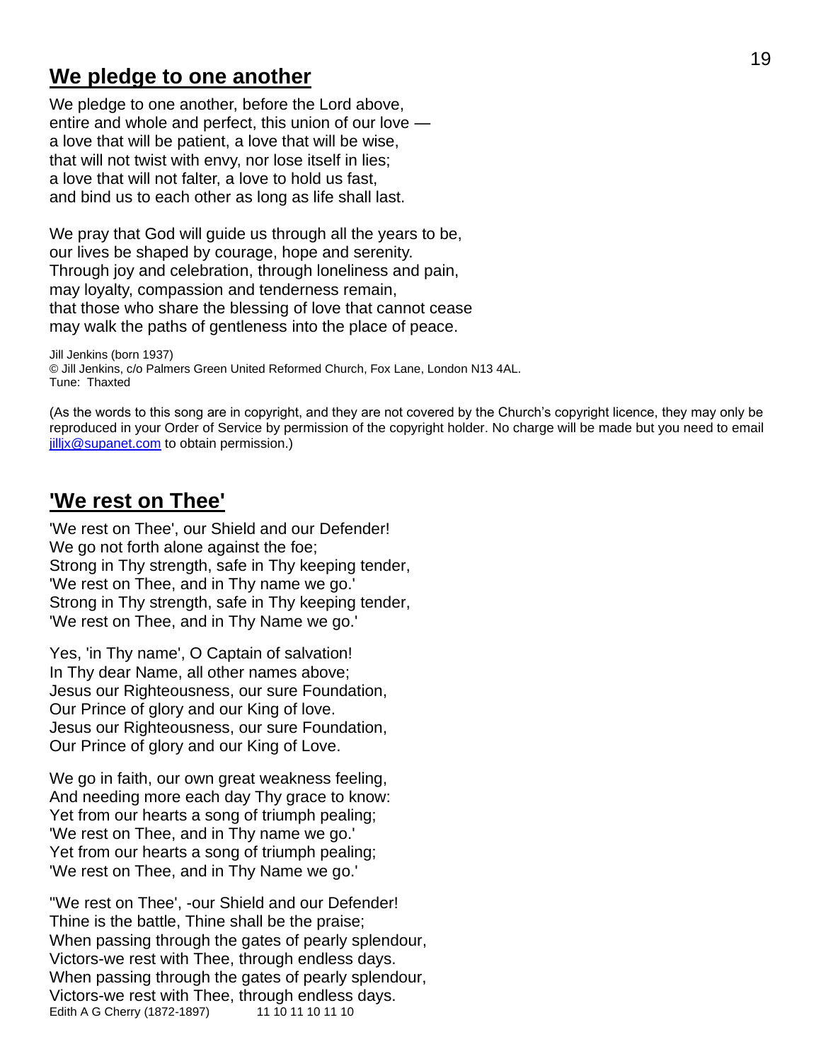## We pledge to one another

We pledge to one another, before the Lord above,
entire and whole and perfect, this union of our love —
a love that will be patient, a love that will be wise,
that will not twist with envy, nor lose itself in lies;
a love that will not falter, a love to hold us fast,
and bind us to each other as long as life shall last.

We pray that God will guide us through all the years to be,
our lives be shaped by courage, hope and serenity.
Through joy and celebration, through loneliness and pain,
may loyalty, compassion and tenderness remain,
that those who share the blessing of love that cannot cease
may walk the paths of gentleness into the place of peace.

Jill Jenkins (born 1937)
© Jill Jenkins, c/o Palmers Green United Reformed Church, Fox Lane, London N13 4AL.
Tune: Thaxted

(As the words to this song are in copyright, and they are not covered by the Church's copyright licence, they may only be reproduced in your Order of Service by permission of the copyright holder. No charge will be made but you need to email [jilljx@supanet.com](mailto:jilljx@supanet.com) to obtain permission.)

## 'We rest on Thee'

'We rest on Thee', our Shield and our Defender!
We go not forth alone against the foe;
Strong in Thy strength, safe in Thy keeping tender,
'We rest on Thee, and in Thy name we go.'
Strong in Thy strength, safe in Thy keeping tender,
'We rest on Thee, and in Thy Name we go.'

Yes, 'in Thy name', O Captain of salvation!
In Thy dear Name, all other names above;
Jesus our Righteousness, our sure Foundation,
Our Prince of glory and our King of love.
Jesus our Righteousness, our sure Foundation,
Our Prince of glory and our King of Love.

We go in faith, our own great weakness feeling,
And needing more each day Thy grace to know:
Yet from our hearts a song of triumph pealing;
'We rest on Thee, and in Thy name we go.'
Yet from our hearts a song of triumph pealing;
'We rest on Thee, and in Thy Name we go.'

''We rest on Thee', -our Shield and our Defender!
Thine is the battle, Thine shall be the praise;
When passing through the gates of pearly splendour,
Victors-we rest with Thee, through endless days.
When passing through the gates of pearly splendour,
Victors-we rest with Thee, through endless days.

Edith A G Cherry (1872-1897) 11 10 11 10 11 10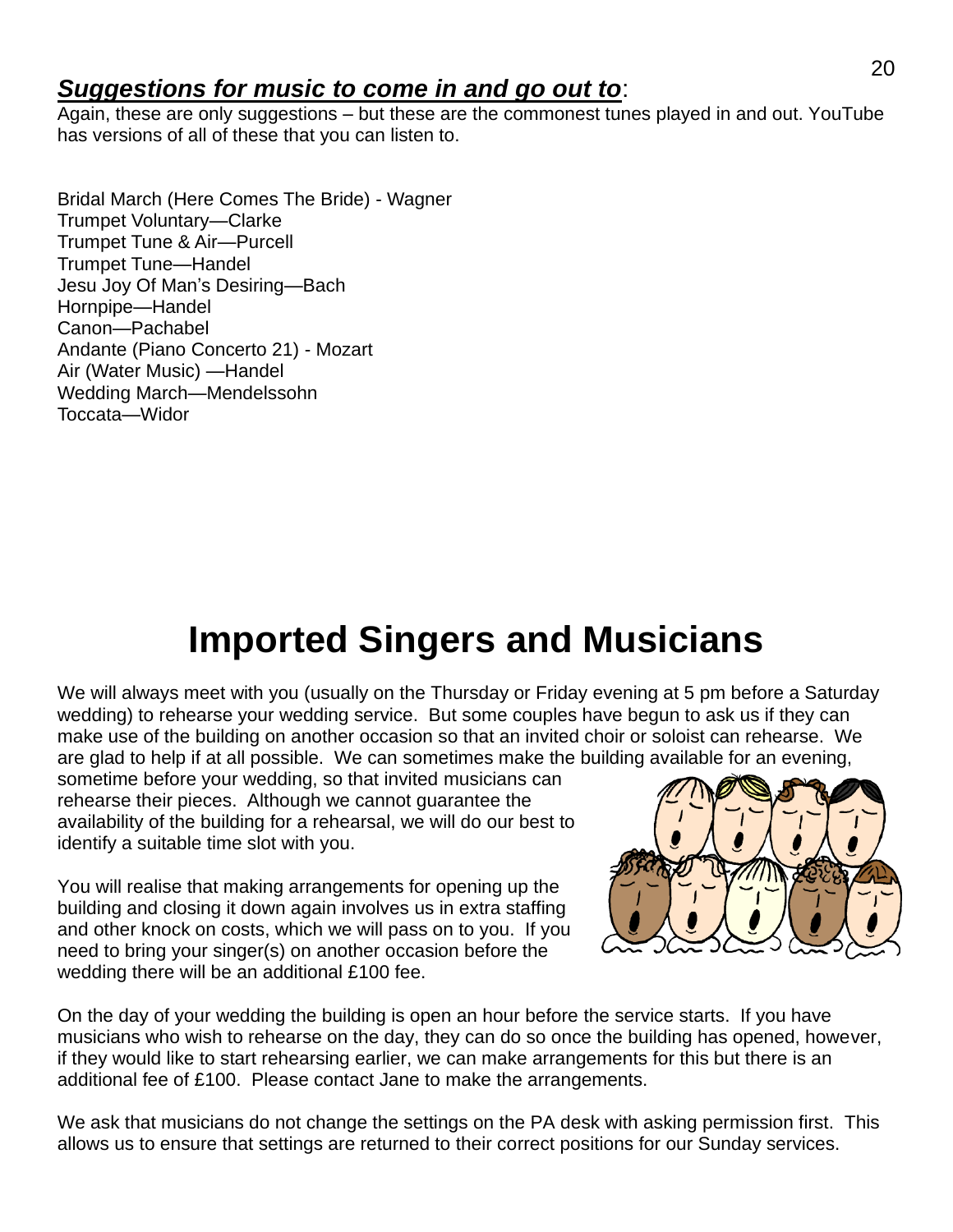***Suggestions for music to come in and go out to***:

Again, these are only suggestions – but these are the commonest tunes played in and out. YouTube has versions of all of these that you can listen to.

Bridal March (Here Comes The Bride) - Wagner
Trumpet Voluntary—Clarke
Trumpet Tune & Air—Purcell
Trumpet Tune—Handel
Jesu Joy Of Man's Desiring—Bach
Hornpipe—Handel
Canon—Pachabel
Andante (Piano Concerto 21) - Mozart
Air (Water Music) —Handel
Wedding March—Mendelssohn
Toccata—Widor

# Imported Singers and Musicians

We will always meet with you (usually on the Thursday or Friday evening at 5 pm before a Saturday wedding) to rehearse your wedding service. But some couples have begun to ask us if they can make use of the building on another occasion so that an invited choir or soloist can rehearse. We are glad to help if at all possible. We can sometimes make the building available for an evening, sometime before your wedding, so that invited musicians can rehearse their pieces. Although we cannot guarantee the availability of the building for a rehearsal, we will do our best to identify a suitable time slot with you.

You will realise that making arrangements for opening up the building and closing it down again involves us in extra staffing and other knock on costs, which we will pass on to you. If you need to bring your singer(s) on another occasion before the wedding there will be an additional £100 fee.

On the day of your wedding the building is open an hour before the service starts. If you have musicians who wish to rehearse on the day, they can do so once the building has opened, however, if they would like to start rehearsing earlier, we can make arrangements for this but there is an additional fee of £100. Please contact Jane to make the arrangements.

We ask that musicians do not change the settings on the PA desk with asking permission first. This allows us to ensure that settings are returned to their correct positions for our Sunday services.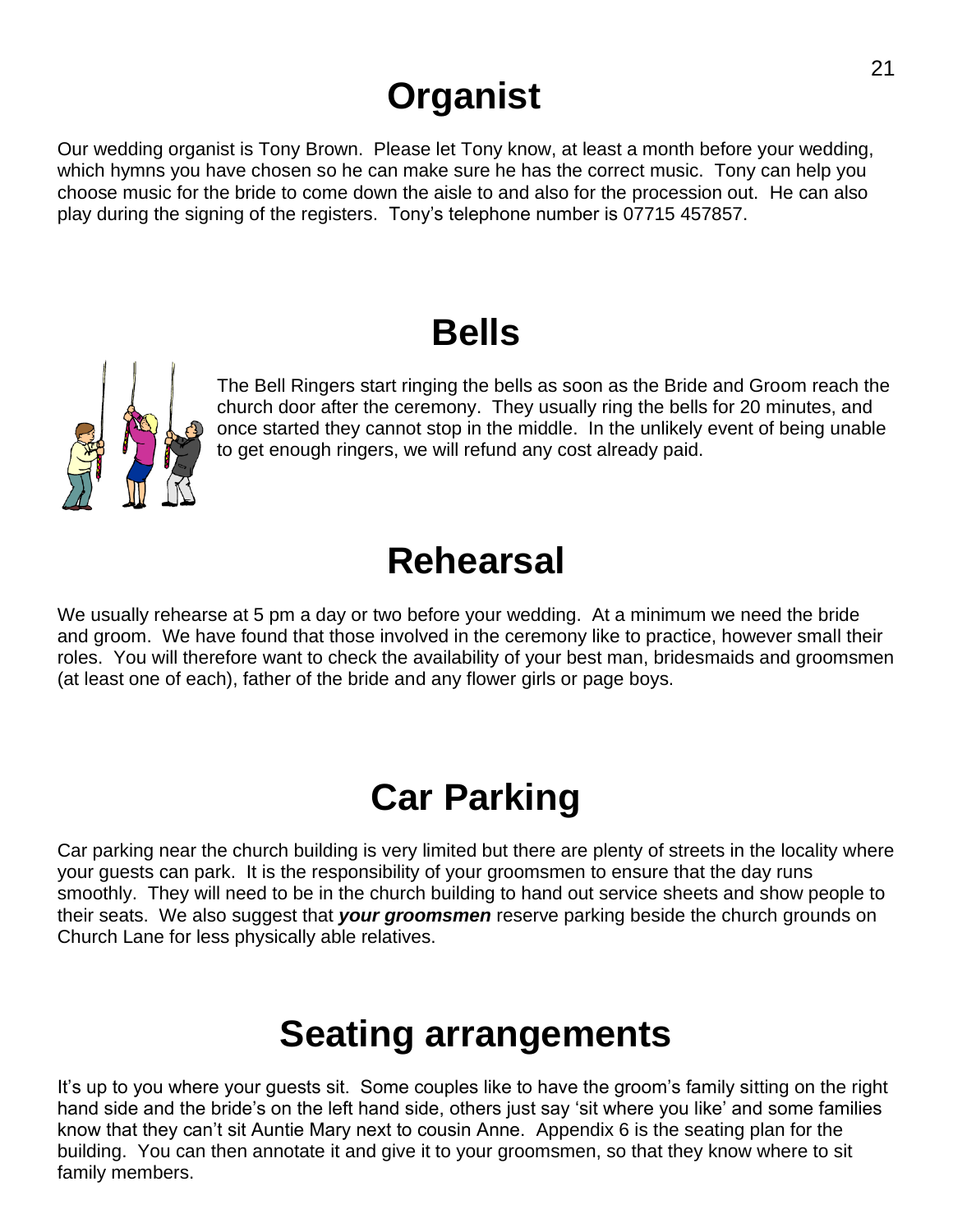# Organist

Our wedding organist is Tony Brown. Please let Tony know, at least a month before your wedding, which hymns you have chosen so he can make sure he has the correct music. Tony can help you choose music for the bride to come down the aisle to and also for the procession out. He can also play during the signing of the registers. Tony's telephone number is 07715 457857.

# Bells

The Bell Ringers start ringing the bells as soon as the Bride and Groom reach the church door after the ceremony. They usually ring the bells for 20 minutes, and once started they cannot stop in the middle. In the unlikely event of being unable to get enough ringers, we will refund any cost already paid.

# Rehearsal

We usually rehearse at 5 pm a day or two before your wedding. At a minimum we need the bride and groom. We have found that those involved in the ceremony like to practice, however small their roles. You will therefore want to check the availability of your best man, bridesmaids and groomsmen (at least one of each), father of the bride and any flower girls or page boys.

# Car Parking

Car parking near the church building is very limited but there are plenty of streets in the locality where your guests can park. It is the responsibility of your groomsmen to ensure that the day runs smoothly. They will need to be in the church building to hand out service sheets and show people to their seats. We also suggest that ***your groomsmen*** reserve parking beside the church grounds on Church Lane for less physically able relatives.

# Seating arrangements

It's up to you where your guests sit. Some couples like to have the groom's family sitting on the right hand side and the bride's on the left hand side, others just say 'sit where you like' and some families know that they can't sit Auntie Mary next to cousin Anne. Appendix 6 is the seating plan for the building. You can then annotate it and give it to your groomsmen, so that they know where to sit family members.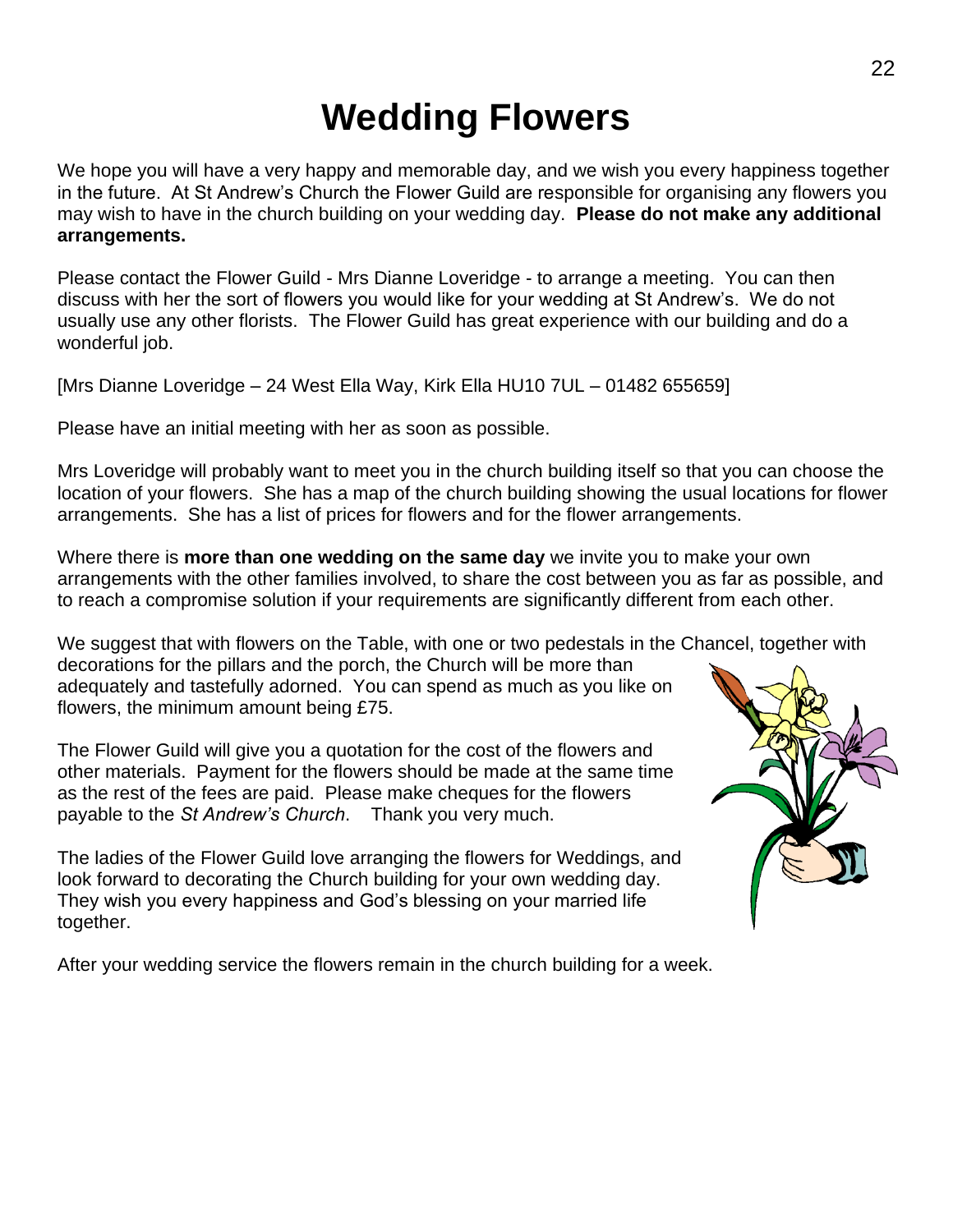# Wedding Flowers

We hope you will have a very happy and memorable day, and we wish you every happiness together in the future. At St Andrew's Church the Flower Guild are responsible for organising any flowers you may wish to have in the church building on your wedding day. **Please do not make any additional arrangements.**

Please contact the Flower Guild - Mrs Dianne Loveridge - to arrange a meeting. You can then discuss with her the sort of flowers you would like for your wedding at St Andrew's. We do not usually use any other florists. The Flower Guild has great experience with our building and do a wonderful job.

[Mrs Dianne Loveridge – 24 West Ella Way, Kirk Ella HU10 7UL – 01482 655659]

Please have an initial meeting with her as soon as possible.

Mrs Loveridge will probably want to meet you in the church building itself so that you can choose the location of your flowers. She has a map of the church building showing the usual locations for flower arrangements. She has a list of prices for flowers and for the flower arrangements.

Where there is **more than one wedding on the same day** we invite you to make your own arrangements with the other families involved, to share the cost between you as far as possible, and to reach a compromise solution if your requirements are significantly different from each other.

We suggest that with flowers on the Table, with one or two pedestals in the Chancel, together with decorations for the pillars and the porch, the Church will be more than adequately and tastefully adorned. You can spend as much as you like on flowers, the minimum amount being £75.

The Flower Guild will give you a quotation for the cost of the flowers and other materials. Payment for the flowers should be made at the same time as the rest of the fees are paid. Please make cheques for the flowers payable to the *St Andrew's Church*. Thank you very much.

The ladies of the Flower Guild love arranging the flowers for Weddings, and look forward to decorating the Church building for your own wedding day. They wish you every happiness and God's blessing on your married life together.

After your wedding service the flowers remain in the church building for a week.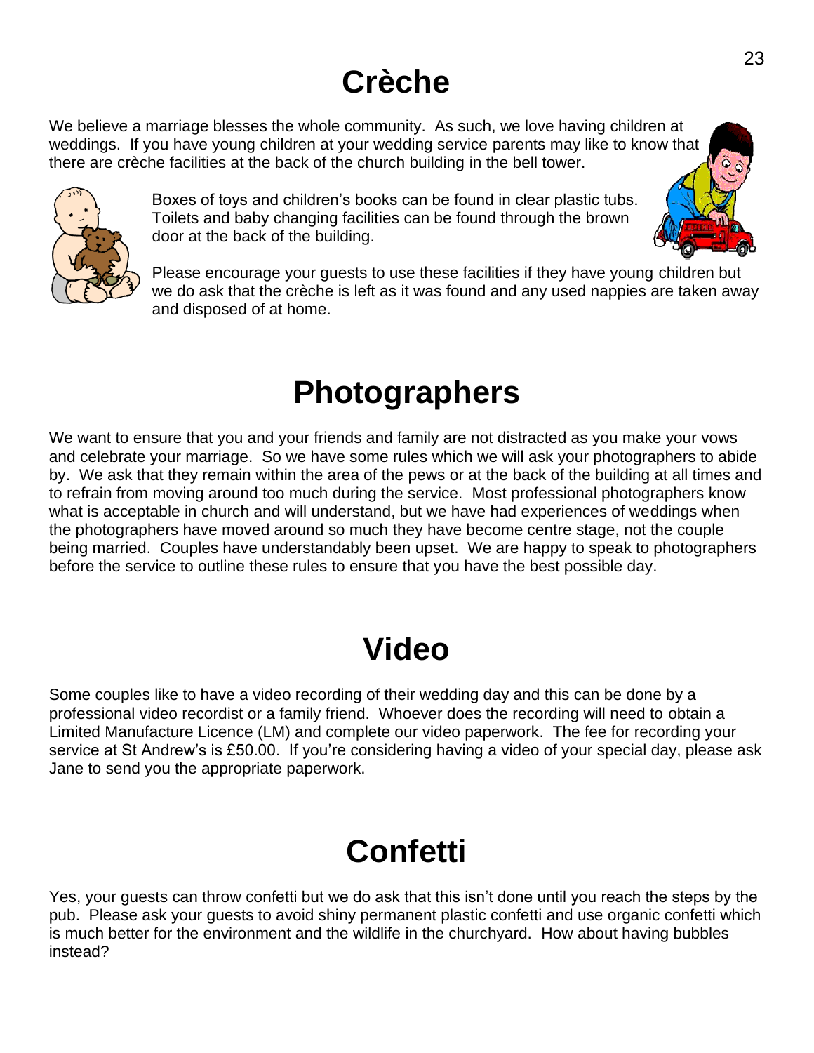# Crèche

We believe a marriage blesses the whole community. As such, we love having children at weddings. If you have young children at your wedding service parents may like to know that there are crèche facilities at the back of the church building in the bell tower.

Boxes of toys and children's books can be found in clear plastic tubs. Toilets and baby changing facilities can be found through the brown door at the back of the building.

Please encourage your guests to use these facilities if they have young children but we do ask that the crèche is left as it was found and any used nappies are taken away and disposed of at home.

# Photographers

We want to ensure that you and your friends and family are not distracted as you make your vows and celebrate your marriage. So we have some rules which we will ask your photographers to abide by. We ask that they remain within the area of the pews or at the back of the building at all times and to refrain from moving around too much during the service. Most professional photographers know what is acceptable in church and will understand, but we have had experiences of weddings when the photographers have moved around so much they have become centre stage, not the couple being married. Couples have understandably been upset. We are happy to speak to photographers before the service to outline these rules to ensure that you have the best possible day.

# Video

Some couples like to have a video recording of their wedding day and this can be done by a professional video recordist or a family friend. Whoever does the recording will need to obtain a Limited Manufacture Licence (LM) and complete our video paperwork. The fee for recording your service at St Andrew's is £50.00. If you're considering having a video of your special day, please ask Jane to send you the appropriate paperwork.

# Confetti

Yes, your guests can throw confetti but we do ask that this isn't done until you reach the steps by the pub. Please ask your guests to avoid shiny permanent plastic confetti and use organic confetti which is much better for the environment and the wildlife in the churchyard. How about having bubbles instead?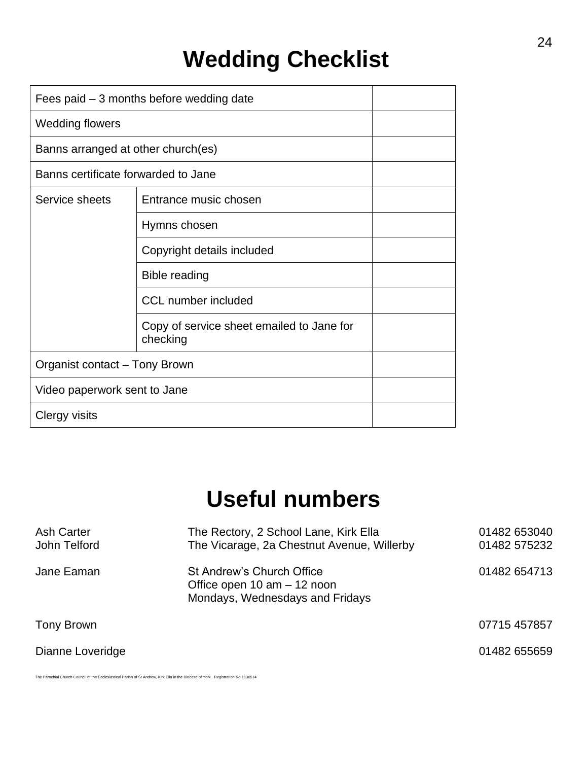# Wedding Checklist

| | | |
|---|---|---|
| Fees paid – 3 months before wedding date | | |
| Wedding flowers | | |
| Banns arranged at other church(es) | | |
| Banns certificate forwarded to Jane | | |
| Service sheets | Entrance music chosen | |
| | Hymns chosen | |
| | Copyright details included | |
| | Bible reading | |
| | CCL number included | |
| | Copy of service sheet emailed to Jane for checking | |
| Organist contact – Tony Brown | | |
| Video paperwork sent to Jane | | |
| Clergy visits | | |

# Useful numbers

| | | |
|---|---|---|
| Ash Carter | The Rectory, 2 School Lane, Kirk Ella | 01482 653040 |
| John Telford | The Vicarage, 2a Chestnut Avenue, Willerby | 01482 575232 |
| Jane Eaman | St Andrew's Church Office<br>Office open 10 am – 12 noon<br>Mondays, Wednesdays and Fridays | 01482 654713 |
| Tony Brown | | 07715 457857 |
| Dianne Loveridge | | 01482 655659 |

The Parochial Church Council of the Ecclesiastical Parish of St Andrew, Kirk Ella in the Diocese of York. Registration No 1130514